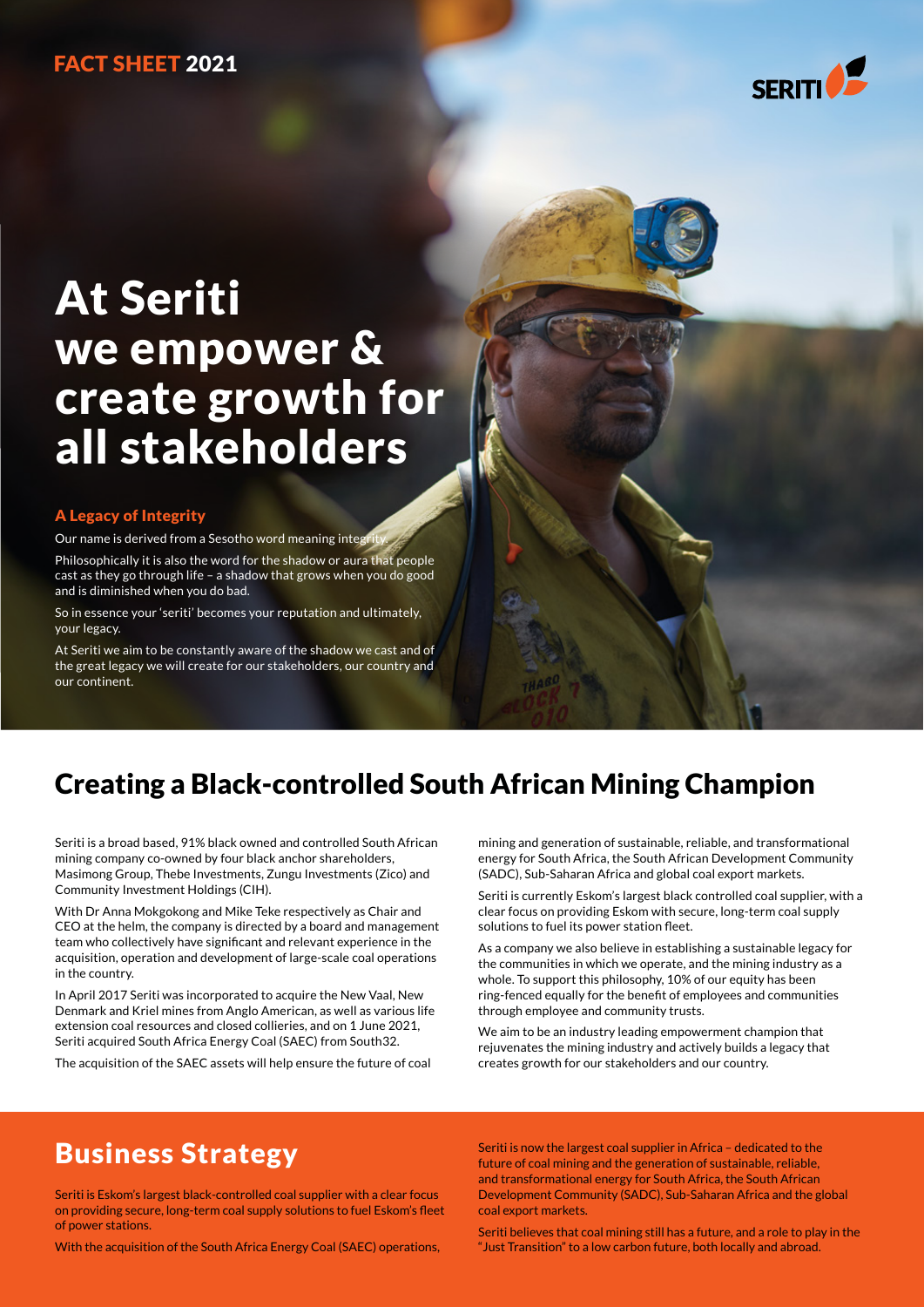FACT SHEET 2021

# At Seriti we empower & create growth for all stakeholders

### A Legacy of Integrity

Our name is derived from a Sesotho word meaning integrity.

Philosophically it is also the word for the shadow or aura that people cast as they go through life – a shadow that grows when you do good and is diminished when you do bad.

So in essence your 'seriti' becomes your reputation and ultimately, your legacy.

At Seriti we aim to be constantly aware of the shadow we cast and of the great legacy we will create for our stakeholders, our country and our continent.

## Creating a Black-controlled South African Mining Champion

Seriti is a broad based, 91% black owned and controlled South African mining company co-owned by four black anchor shareholders, Masimong Group, Thebe Investments, Zungu Investments (Zico) and Community Investment Holdings (CIH).

With Dr Anna Mokgokong and Mike Teke respectively as Chair and CEO at the helm, the company is directed by a board and management team who collectively have significant and relevant experience in the acquisition, operation and development of large-scale coal operations in the country.

In April 2017 Seriti was incorporated to acquire the New Vaal, New Denmark and Kriel mines from Anglo American, as well as various life extension coal resources and closed collieries, and on 1 June 2021, Seriti acquired South Africa Energy Coal (SAEC) from South32.

The acquisition of the SAEC assets will help ensure the future of coal mining and generation of sustainable, reliable, and transformational energy for South Africa, the South African Development Community (SADC), Sub-Saharan Africa and global coal export markets.

Seriti is currently Eskom's largest black controlled coal supplier, with a clear focus on providing Eskom with secure, long-term coal supply solutions to fuel its power station fleet.

As a company we also believe in establishing a sustainable legacy for the communities in which we operate, and the mining industry as a whole. To support this philosophy, 10% of our equity has been ring-fenced equally for the benefit of employees and communities through employee and community trusts.

We aim to be an industry leading empowerment champion that rejuvenates the mining industry and actively builds a legacy that creates growth for our stakeholders and our country.

## Business Strategy

Seriti is Eskom's largest black-controlled coal supplier with a clear focus on providing secure, long-term coal supply solutions to fuel Eskom's fleet of power stations.

With the acquisition of the South Africa Energy Coal (SAEC) operations, Seriti is now the largest coal supplier in Africa – dedicated to the future of coal mining and the generation of sustainable, reliable, and transformational energy for South Africa, the South African Development Community (SADC), Sub-Saharan Africa and the global coal export markets.

Seriti believes that coal mining still has a future, and a role to play in the "Just Transition" to a low carbon future, both locally and abroad.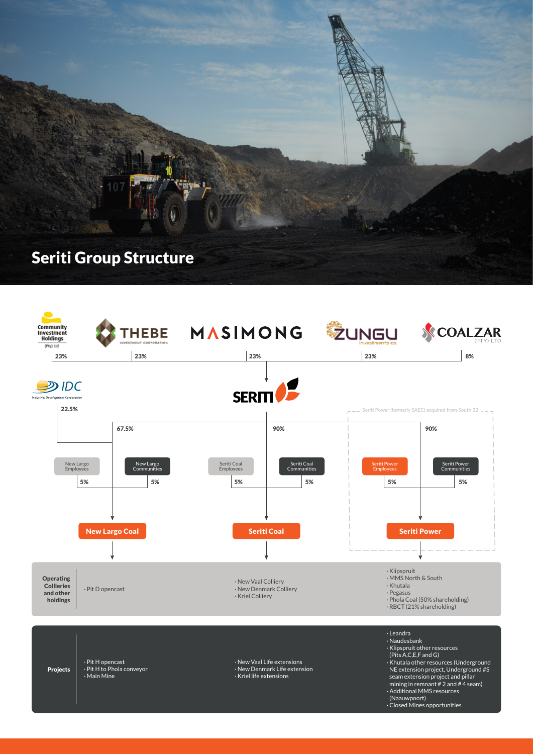# Seriti Group Structure

Community Investment Holdings (Pty) Ltd — 23%
THEBE Investment Corporation — 23%
MASIMONG — 23%
ZUNGU Investments Co. — 23%
COALZAR (PTY) LTD — 8%

→ SERITI

IDC Industrial Development Corporation — 22.5%

Seriti Power (formerly SAEC) acquired from South 32

| | New Largo Coal | Seriti Coal | Seriti Power |
|---|---|---|---|
| Seriti | 67.5% | 90% | 90% |
| IDC | 22.5% | | |
| Employees | New Largo Employees 5% | Seriti Coal Employees 5% | Seriti Power Employees 5% |
| Communities | New Largo Communities 5% | Seriti Coal Communities 5% | Seriti Power Communities 5% |
| **Operating Collieries and other holdings** | · Pit D opencast | · New Vaal Colliery<br>· New Denmark Colliery<br>· Kriel Colliery | · Klipspruit<br>· MMS North & South<br>· Khutala<br>· Pegasus<br>· Phola Coal (50% shareholding)<br>· RBCT (21% shareholding) |
| **Projects** | · Pit H opencast<br>· Pit H to Phola conveyor<br>· Main Mine | · New Vaal Life extensions<br>· New Denmark Life extension<br>· Kriel life extensions | · Leandra<br>· Naudesbank<br>· Klipspruit other resources (Pits A,C,E,F and G)<br>· Khutala other resources (Underground NE extension project, Underground #S seam extension project and pillar mining in remnant # 2 and # 4 seam)<br>· Additional MMS resources (Naauwpoort)<br>· Closed Mines opportunities |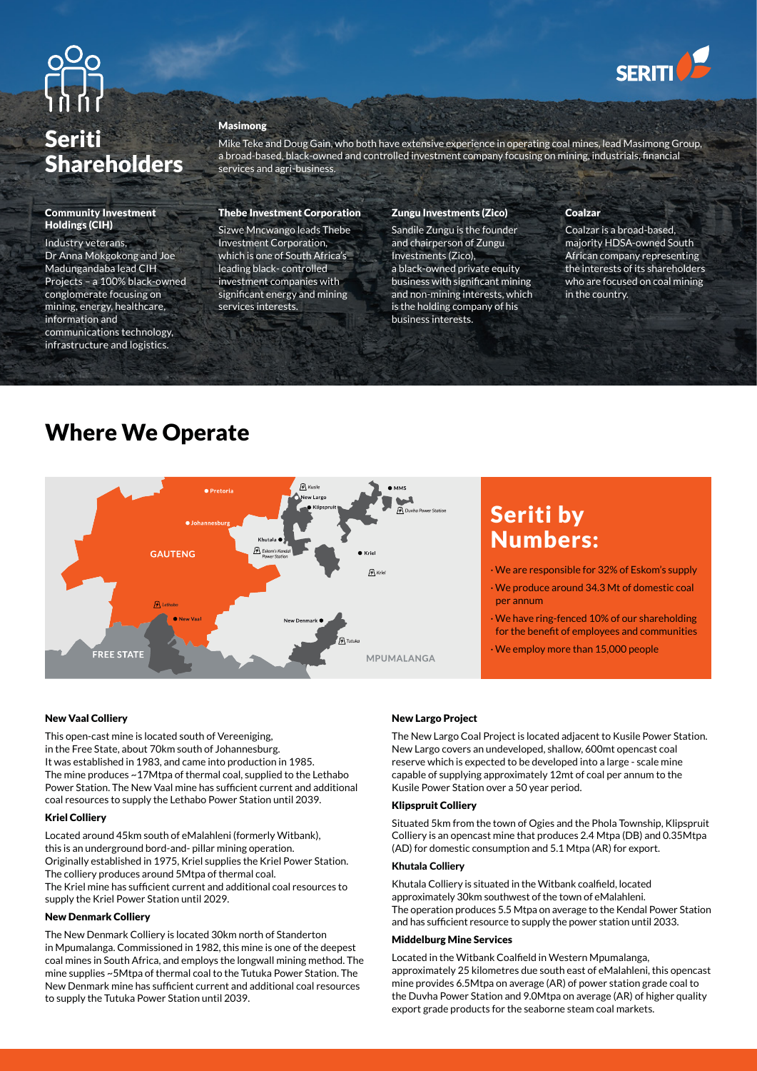# Seriti Shareholders

### Masimong

Mike Teke and Doug Gain, who both have extensive experience in operating coal mines, lead Masimong Group, a broad-based, black-owned and controlled investment company focusing on mining, industrials, financial services and agri-business.

### Community Investment Holdings (CIH)

Industry veterans, Dr Anna Mokgokong and Joe Madungandaba lead CIH Projects – a 100% black-owned conglomerate focusing on mining, energy, healthcare, information and communications technology, infrastructure and logistics.

### Thebe Investment Corporation

Sizwe Mncwango leads Thebe Investment Corporation, which is one of South Africa's leading black- controlled investment companies with significant energy and mining services interests.

### Zungu Investments (Zico)

Sandile Zungu is the founder and chairperson of Zungu Investments (Zico), a black-owned private equity business with significant mining and non-mining interests, which is the holding company of his business interests.

### Coalzar

Coalzar is a broad-based, majority HDSA-owned South African company representing the interests of its shareholders who are focused on coal mining in the country.

# Where We Operate

Pretoria
Johannesburg
GAUTENG
Lethabo
New Vaal
FREE STATE
Kusile
New Largo
Klipspruit
Khutala
Eskom's Kendal Power Station
MMS
Duvha Power Station
Kriel
Kriel
New Denmark
Tutuka
MPUMALANGA

## Seriti by Numbers:

- We are responsible for 32% of Eskom's supply
- We produce around 34.3 Mt of domestic coal per annum
- We have ring-fenced 10% of our shareholding for the benefit of employees and communities
- We employ more than 15,000 people

### New Vaal Colliery

This open-cast mine is located south of Vereeniging, in the Free State, about 70km south of Johannesburg. It was established in 1983, and came into production in 1985. The mine produces ~17Mtpa of thermal coal, supplied to the Lethabo Power Station. The New Vaal mine has sufficient current and additional coal resources to supply the Lethabo Power Station until 2039.

### Kriel Colliery

Located around 45km south of eMalahleni (formerly Witbank), this is an underground bord-and- pillar mining operation. Originally established in 1975, Kriel supplies the Kriel Power Station. The colliery produces around 5Mtpa of thermal coal. The Kriel mine has sufficient current and additional coal resources to supply the Kriel Power Station until 2029.

### New Denmark Colliery

The New Denmark Colliery is located 30km north of Standerton in Mpumalanga. Commissioned in 1982, this mine is one of the deepest coal mines in South Africa, and employs the longwall mining method. The mine supplies ~5Mtpa of thermal coal to the Tutuka Power Station. The New Denmark mine has sufficient current and additional coal resources to supply the Tutuka Power Station until 2039.

### New Largo Project

The New Largo Coal Project is located adjacent to Kusile Power Station. New Largo covers an undeveloped, shallow, 600mt opencast coal reserve which is expected to be developed into a large - scale mine capable of supplying approximately 12mt of coal per annum to the Kusile Power Station over a 50 year period.

### Klipspruit Colliery

Situated 5km from the town of Ogies and the Phola Township, Klipspruit Colliery is an opencast mine that produces 2.4 Mtpa (DB) and 0.35Mtpa (AD) for domestic consumption and 5.1 Mtpa (AR) for export.

### Khutala Colliery

Khutala Colliery is situated in the Witbank coalfield, located approximately 30km southwest of the town of eMalahleni. The operation produces 5.5 Mtpa on average to the Kendal Power Station and has sufficient resource to supply the power station until 2033.

### Middelburg Mine Services

Located in the Witbank Coalfield in Western Mpumalanga, approximately 25 kilometres due south east of eMalahleni, this opencast mine provides 6.5Mtpa on average (AR) of power station grade coal to the Duvha Power Station and 9.0Mtpa on average (AR) of higher quality export grade products for the seaborne steam coal markets.